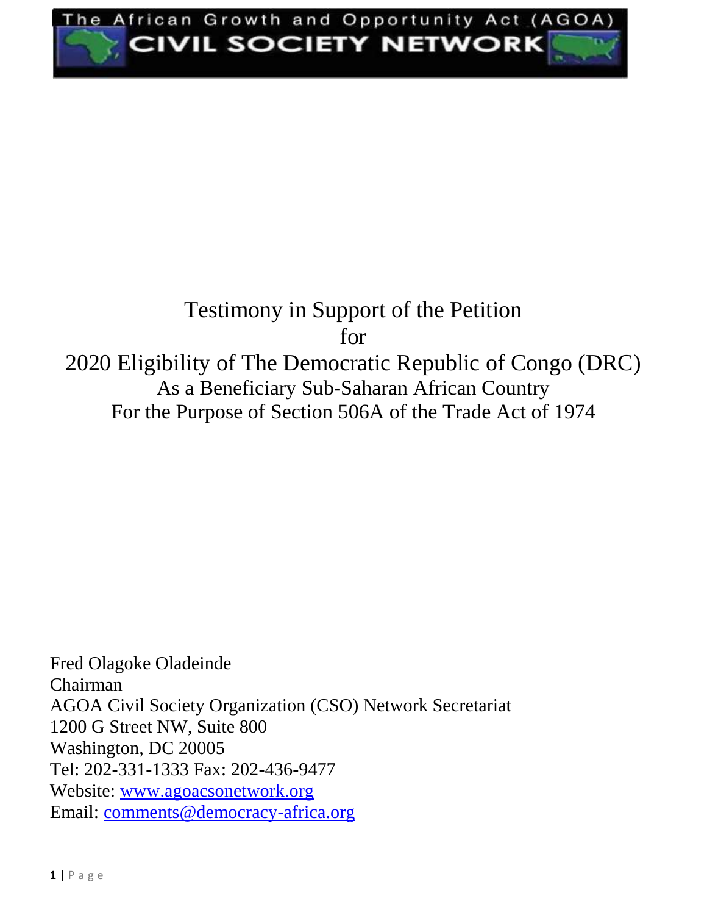The African Growth and Opportunity Act (AGOA)

CIVIL SOCIETY NETWORK

# Testimony in Support of the Petition for 2020 Eligibility of The Democratic Republic of Congo (DRC) As a Beneficiary Sub-Saharan African Country For the Purpose of Section 506A of the Trade Act of 1974

Fred Olagoke Oladeinde
Chairman
AGOA Civil Society Organization (CSO) Network Secretariat
1200 G Street NW, Suite 800
Washington, DC 20005
Tel: 202-331-1333 Fax: 202-436-9477
Website: www.agoacsonetwork.org
Email: comments@democracy-africa.org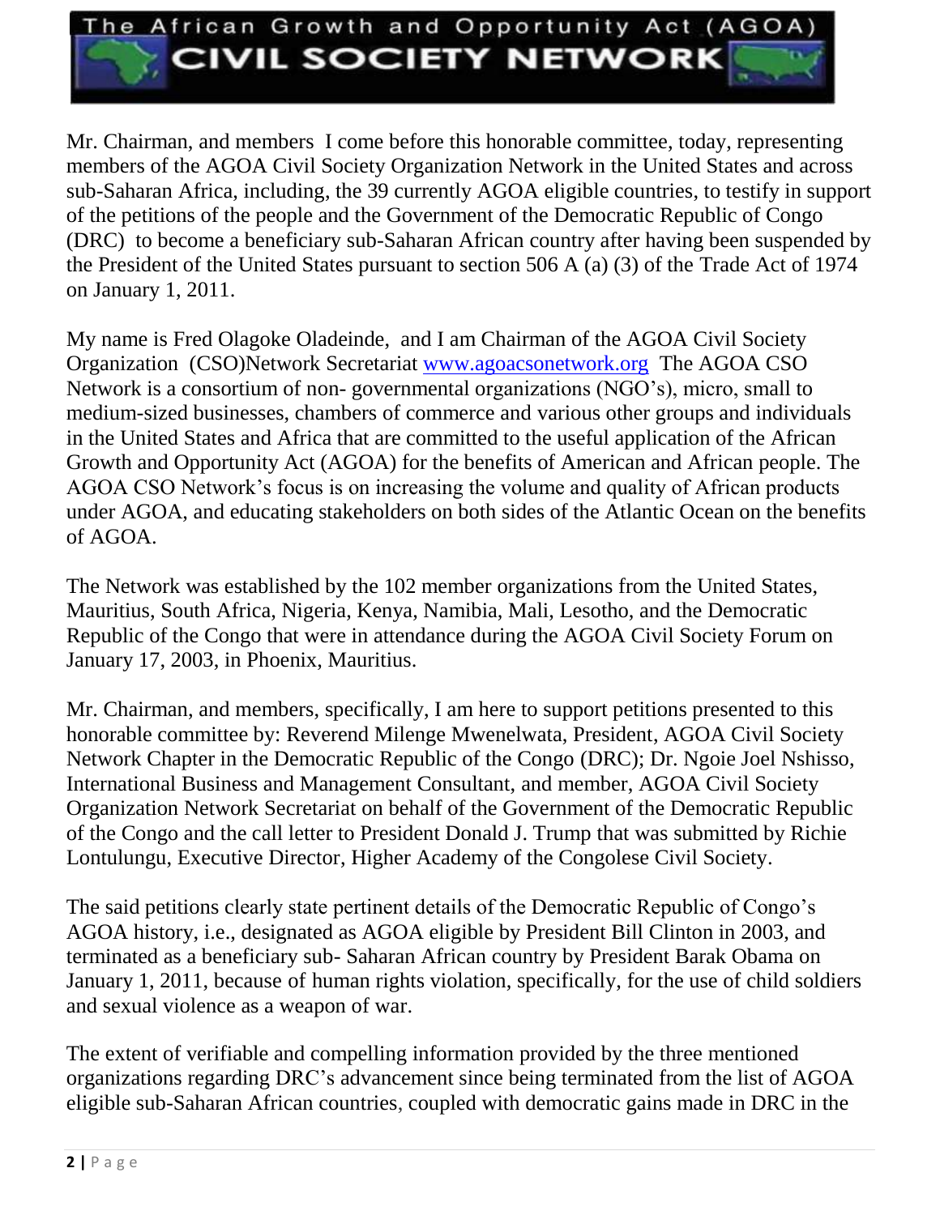# The African Growth and Opportunity Act (AGOA) CIVIL SOCIETY NETWORK

Mr. Chairman, and members I come before this honorable committee, today, representing members of the AGOA Civil Society Organization Network in the United States and across sub-Saharan Africa, including, the 39 currently AGOA eligible countries, to testify in support of the petitions of the people and the Government of the Democratic Republic of Congo (DRC) to become a beneficiary sub-Saharan African country after having been suspended by the President of the United States pursuant to section 506 A (a) (3) of the Trade Act of 1974 on January 1, 2011.

My name is Fred Olagoke Oladeinde, and I am Chairman of the AGOA Civil Society Organization (CSO)Network Secretariat www.agoacsonetwork.org The AGOA CSO Network is a consortium of non- governmental organizations (NGO's), micro, small to medium-sized businesses, chambers of commerce and various other groups and individuals in the United States and Africa that are committed to the useful application of the African Growth and Opportunity Act (AGOA) for the benefits of American and African people. The AGOA CSO Network's focus is on increasing the volume and quality of African products under AGOA, and educating stakeholders on both sides of the Atlantic Ocean on the benefits of AGOA.

The Network was established by the 102 member organizations from the United States, Mauritius, South Africa, Nigeria, Kenya, Namibia, Mali, Lesotho, and the Democratic Republic of the Congo that were in attendance during the AGOA Civil Society Forum on January 17, 2003, in Phoenix, Mauritius.

Mr. Chairman, and members, specifically, I am here to support petitions presented to this honorable committee by: Reverend Milenge Mwenelwata, President, AGOA Civil Society Network Chapter in the Democratic Republic of the Congo (DRC); Dr. Ngoie Joel Nshisso, International Business and Management Consultant, and member, AGOA Civil Society Organization Network Secretariat on behalf of the Government of the Democratic Republic of the Congo and the call letter to President Donald J. Trump that was submitted by Richie Lontulungu, Executive Director, Higher Academy of the Congolese Civil Society.

The said petitions clearly state pertinent details of the Democratic Republic of Congo's AGOA history, i.e., designated as AGOA eligible by President Bill Clinton in 2003, and terminated as a beneficiary sub- Saharan African country by President Barak Obama on January 1, 2011, because of human rights violation, specifically, for the use of child soldiers and sexual violence as a weapon of war.

The extent of verifiable and compelling information provided by the three mentioned organizations regarding DRC's advancement since being terminated from the list of AGOA eligible sub-Saharan African countries, coupled with democratic gains made in DRC in the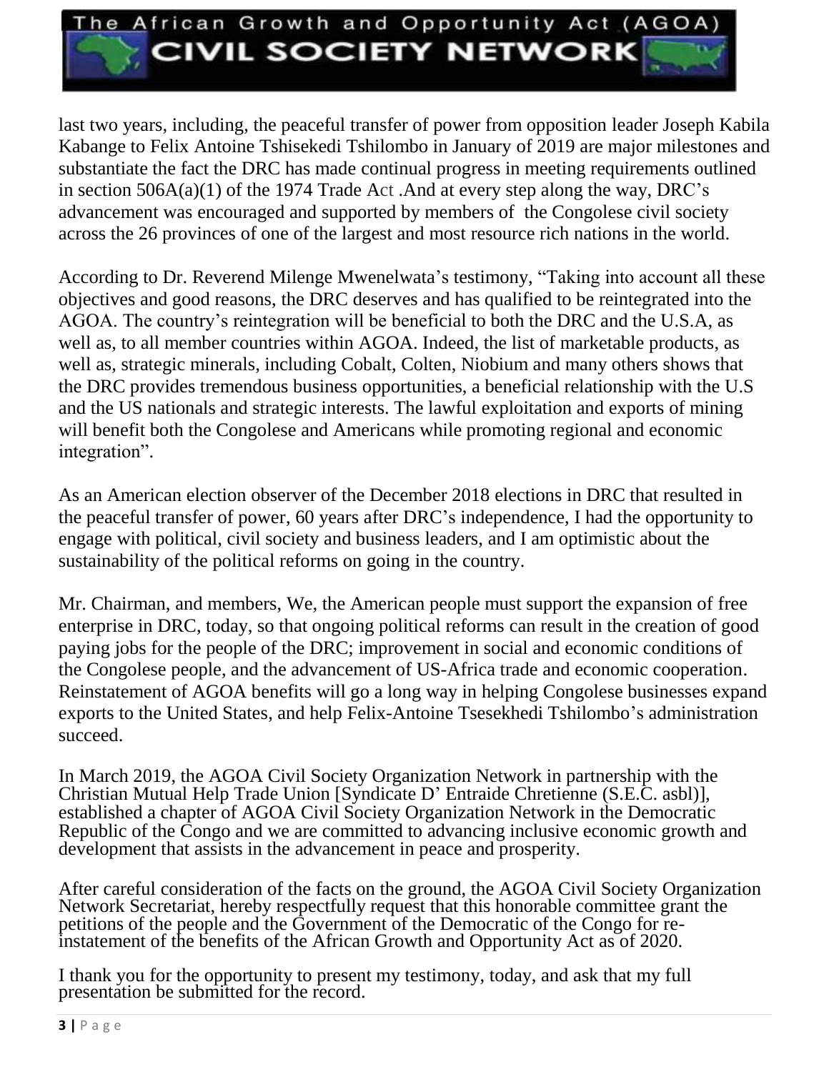last two years, including, the peaceful transfer of power from opposition leader Joseph Kabila Kabange to Felix Antoine Tshisekedi Tshilombo in January of 2019 are major milestones and substantiate the fact the DRC has made continual progress in meeting requirements outlined in section 506A(a)(1) of the 1974 Trade Act .And at every step along the way, DRC's advancement was encouraged and supported by members of the Congolese civil society across the 26 provinces of one of the largest and most resource rich nations in the world.

According to Dr. Reverend Milenge Mwenelwata's testimony, "Taking into account all these objectives and good reasons, the DRC deserves and has qualified to be reintegrated into the AGOA. The country's reintegration will be beneficial to both the DRC and the U.S.A, as well as, to all member countries within AGOA. Indeed, the list of marketable products, as well as, strategic minerals, including Cobalt, Colten, Niobium and many others shows that the DRC provides tremendous business opportunities, a beneficial relationship with the U.S and the US nationals and strategic interests. The lawful exploitation and exports of mining will benefit both the Congolese and Americans while promoting regional and economic integration".

As an American election observer of the December 2018 elections in DRC that resulted in the peaceful transfer of power, 60 years after DRC's independence, I had the opportunity to engage with political, civil society and business leaders, and I am optimistic about the sustainability of the political reforms on going in the country.

Mr. Chairman, and members, We, the American people must support the expansion of free enterprise in DRC, today, so that ongoing political reforms can result in the creation of good paying jobs for the people of the DRC; improvement in social and economic conditions of the Congolese people, and the advancement of US-Africa trade and economic cooperation. Reinstatement of AGOA benefits will go a long way in helping Congolese businesses expand exports to the United States, and help Felix-Antoine Tsesekhedi Tshilombo's administration succeed.

In March 2019, the AGOA Civil Society Organization Network in partnership with the Christian Mutual Help Trade Union [Syndicate D' Entraide Chretienne (S.E.C. asbl)], established a chapter of AGOA Civil Society Organization Network in the Democratic Republic of the Congo and we are committed to advancing inclusive economic growth and development that assists in the advancement in peace and prosperity.

After careful consideration of the facts on the ground, the AGOA Civil Society Organization Network Secretariat, hereby respectfully request that this honorable committee grant the petitions of the people and the Government of the Democratic of the Congo for re-instatement of the benefits of the African Growth and Opportunity Act as of 2020.

I thank you for the opportunity to present my testimony, today, and ask that my full presentation be submitted for the record.